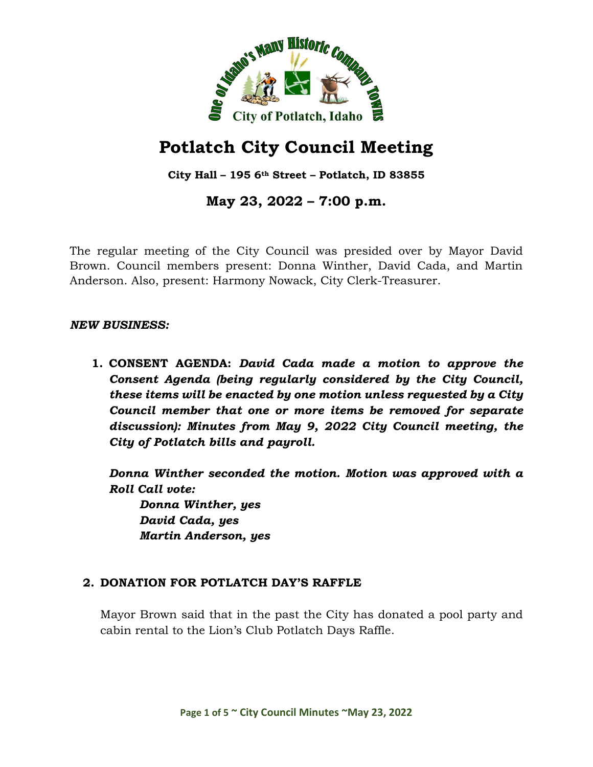# Potlatch City Council Meeting

**City Hall – 195 6th Street – Potlatch, ID 83855**

## May 23, 2022 – 7:00 p.m.

The regular meeting of the City Council was presided over by Mayor David Brown. Council members present: Donna Winther, David Cada, and Martin Anderson. Also, present: Harmony Nowack, City Clerk-Treasurer.

***NEW BUSINESS:***

1. **CONSENT AGENDA:** ***David Cada made a motion to approve the Consent Agenda (being regularly considered by the City Council, these items will be enacted by one motion unless requested by a City Council member that one or more items be removed for separate discussion): Minutes from May 9, 2022 City Council meeting, the City of Potlatch bills and payroll.***

   ***Donna Winther seconded the motion. Motion was approved with a Roll Call vote:***
   
   ***Donna Winther, yes***  
   ***David Cada, yes***  
   ***Martin Anderson, yes***

2. **DONATION FOR POTLATCH DAY'S RAFFLE**

   Mayor Brown said that in the past the City has donated a pool party and cabin rental to the Lion's Club Potlatch Days Raffle.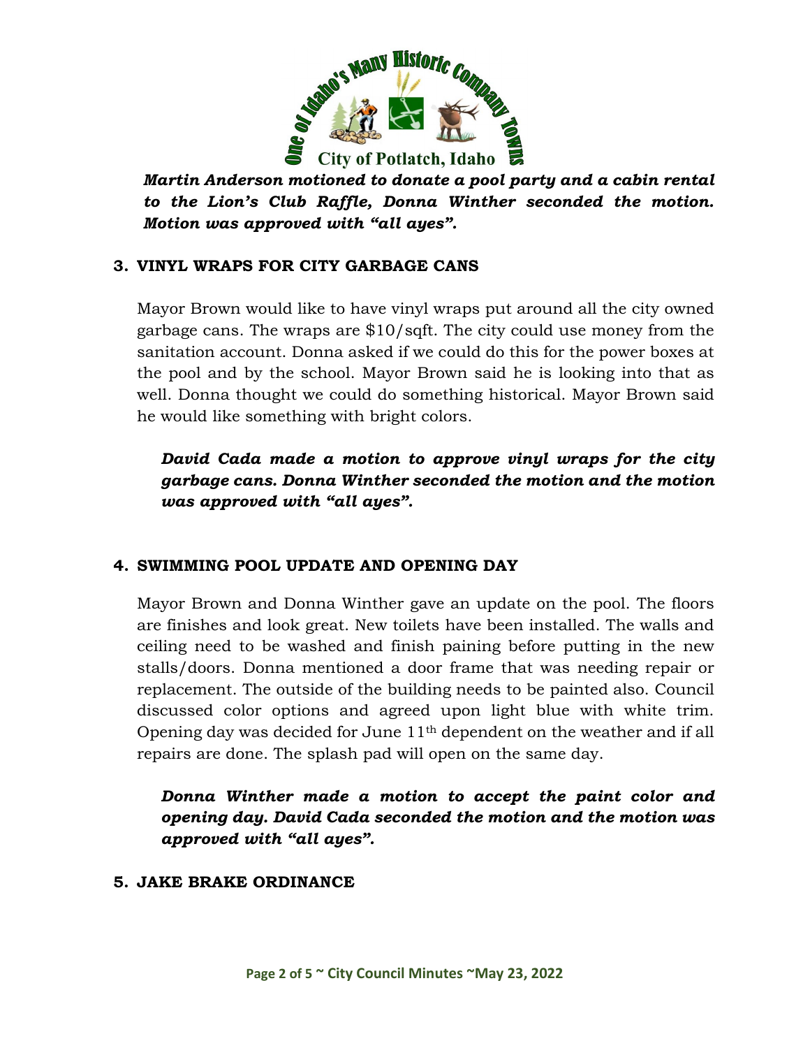***Martin Anderson motioned to donate a pool party and a cabin rental to the Lion's Club Raffle, Donna Winther seconded the motion. Motion was approved with "all ayes".***

**3. VINYL WRAPS FOR CITY GARBAGE CANS**

Mayor Brown would like to have vinyl wraps put around all the city owned garbage cans. The wraps are $10/sqft. The city could use money from the sanitation account. Donna asked if we could do this for the power boxes at the pool and by the school. Mayor Brown said he is looking into that as well. Donna thought we could do something historical. Mayor Brown said he would like something with bright colors.

***David Cada made a motion to approve vinyl wraps for the city garbage cans. Donna Winther seconded the motion and the motion was approved with "all ayes".***

**4. SWIMMING POOL UPDATE AND OPENING DAY**

Mayor Brown and Donna Winther gave an update on the pool. The floors are finishes and look great. New toilets have been installed. The walls and ceiling need to be washed and finish paining before putting in the new stalls/doors. Donna mentioned a door frame that was needing repair or replacement. The outside of the building needs to be painted also. Council discussed color options and agreed upon light blue with white trim. Opening day was decided for June 11th dependent on the weather and if all repairs are done. The splash pad will open on the same day.

***Donna Winther made a motion to accept the paint color and opening day. David Cada seconded the motion and the motion was approved with "all ayes".***

**5. JAKE BRAKE ORDINANCE**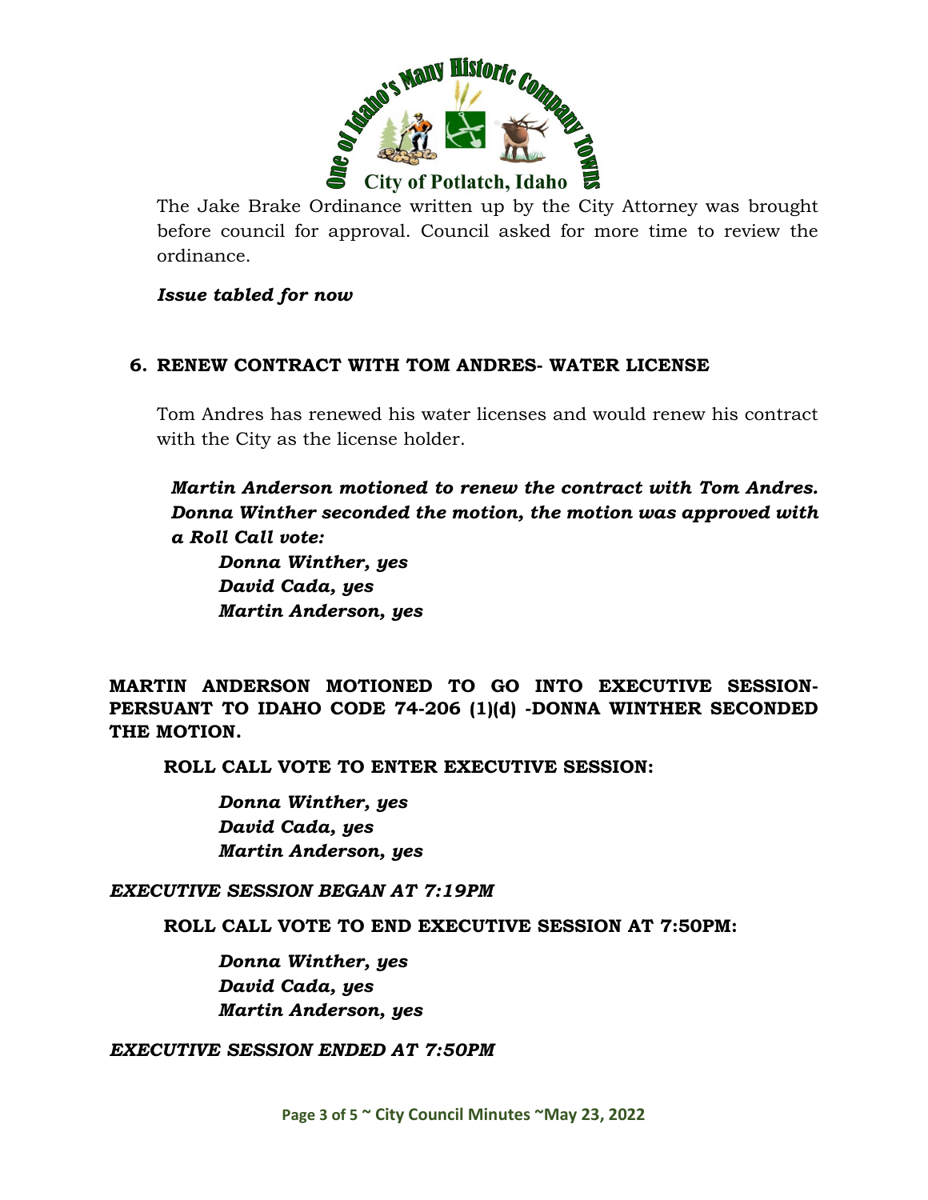The Jake Brake Ordinance written up by the City Attorney was brought before council for approval. Council asked for more time to review the ordinance.

***Issue tabled for now***

## 6. RENEW CONTRACT WITH TOM ANDRES- WATER LICENSE

Tom Andres has renewed his water licenses and would renew his contract with the City as the license holder.

***Martin Anderson motioned to renew the contract with Tom Andres. Donna Winther seconded the motion, the motion was approved with a Roll Call vote:***

***Donna Winther, yes***
***David Cada, yes***
***Martin Anderson, yes***

**MARTIN ANDERSON MOTIONED TO GO INTO EXECUTIVE SESSION- PERSUANT TO IDAHO CODE 74-206 (1)(d) -DONNA WINTHER SECONDED THE MOTION.**

**ROLL CALL VOTE TO ENTER EXECUTIVE SESSION:**

***Donna Winther, yes***
***David Cada, yes***
***Martin Anderson, yes***

***EXECUTIVE SESSION BEGAN AT 7:19PM***

**ROLL CALL VOTE TO END EXECUTIVE SESSION AT 7:50PM:**

***Donna Winther, yes***
***David Cada, yes***
***Martin Anderson, yes***

***EXECUTIVE SESSION ENDED AT 7:50PM***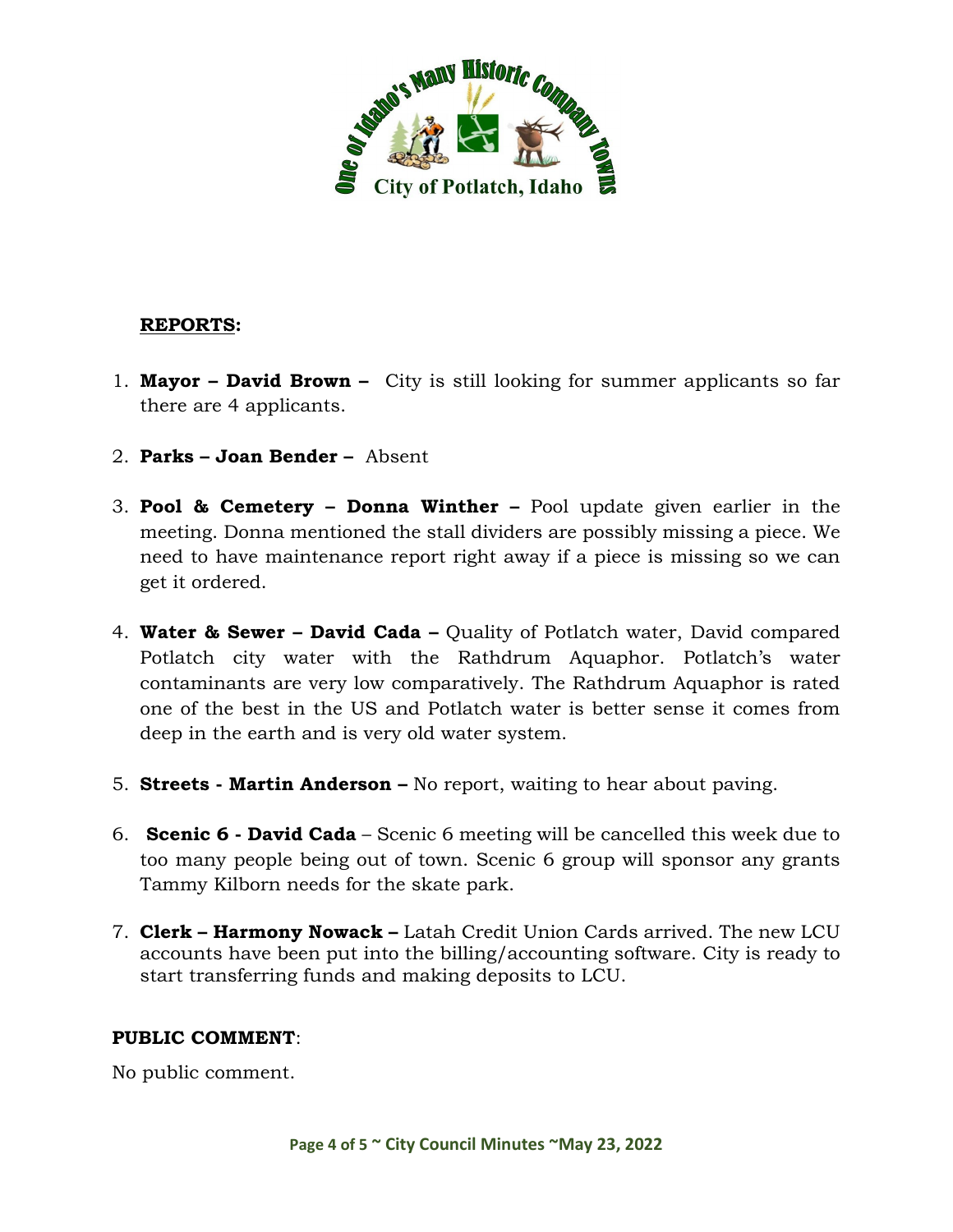## REPORTS:

1. **Mayor – David Brown –** City is still looking for summer applicants so far there are 4 applicants.

2. **Parks – Joan Bender –** Absent

3. **Pool & Cemetery – Donna Winther –** Pool update given earlier in the meeting. Donna mentioned the stall dividers are possibly missing a piece. We need to have maintenance report right away if a piece is missing so we can get it ordered.

4. **Water & Sewer – David Cada –** Quality of Potlatch water, David compared Potlatch city water with the Rathdrum Aquaphor. Potlatch's water contaminants are very low comparatively. The Rathdrum Aquaphor is rated one of the best in the US and Potlatch water is better sense it comes from deep in the earth and is very old water system.

5. **Streets - Martin Anderson –** No report, waiting to hear about paving.

6. **Scenic 6 - David Cada** – Scenic 6 meeting will be cancelled this week due to too many people being out of town. Scenic 6 group will sponsor any grants Tammy Kilborn needs for the skate park.

7. **Clerk – Harmony Nowack –** Latah Credit Union Cards arrived. The new LCU accounts have been put into the billing/accounting software. City is ready to start transferring funds and making deposits to LCU.

**PUBLIC COMMENT**:

No public comment.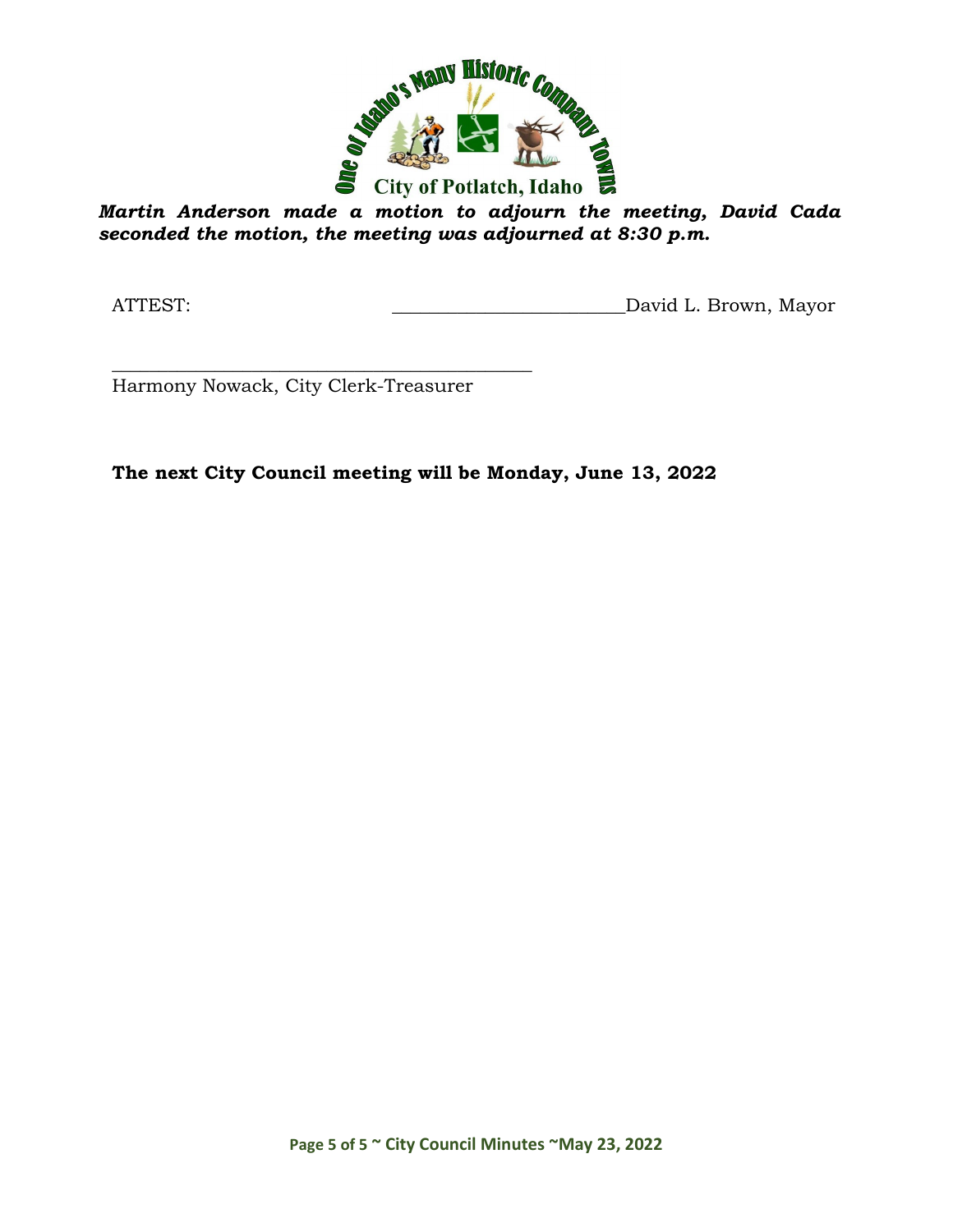***Martin Anderson made a motion to adjourn the meeting, David Cada seconded the motion, the meeting was adjourned at 8:30 p.m.***

ATTEST: ________________________David L. Brown, Mayor

______________________________________________
Harmony Nowack, City Clerk-Treasurer

**The next City Council meeting will be Monday, June 13, 2022**